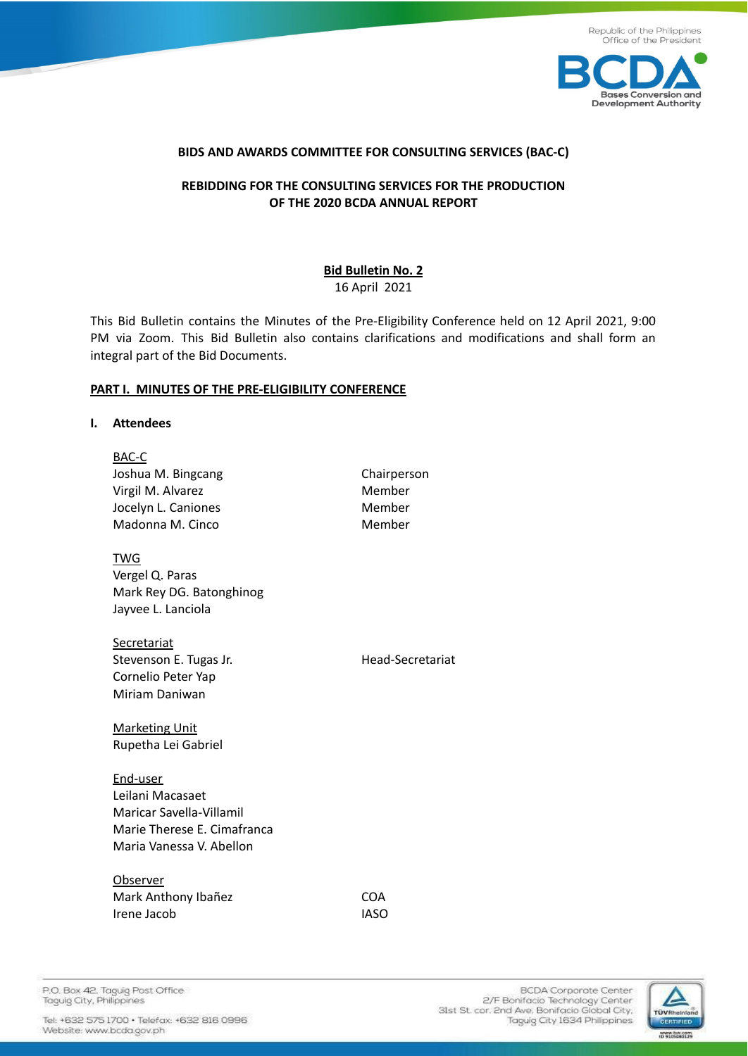**BIDS AND AWARDS COMMITTEE FOR CONSULTING SERVICES (BAC-C)**

**REBIDDING FOR THE CONSULTING SERVICES FOR THE PRODUCTION OF THE 2020 BCDA ANNUAL REPORT**

**Bid Bulletin No. 2**
16 April 2021

This Bid Bulletin contains the Minutes of the Pre-Eligibility Conference held on 12 April 2021, 9:00 PM via Zoom. This Bid Bulletin also contains clarifications and modifications and shall form an integral part of the Bid Documents.

## PART I. MINUTES OF THE PRE-ELIGIBILITY CONFERENCE

### I. Attendees

BAC-C

| | |
|---|---|
| Joshua M. Bingcang | Chairperson |
| Virgil M. Alvarez | Member |
| Jocelyn L. Caniones | Member |
| Madonna M. Cinco | Member |

TWG

Vergel Q. Paras
Mark Rey DG. Batonghinog
Jayvee L. Lanciola

Secretariat

| | |
|---|---|
| Stevenson E. Tugas Jr. | Head-Secretariat |
| Cornelio Peter Yap | |
| Miriam Daniwan | |

Marketing Unit

Rupetha Lei Gabriel

End-user

Leilani Macasaet
Maricar Savella-Villamil
Marie Therese E. Cimafranca
Maria Vanessa V. Abellon

Observer

| | |
|---|---|
| Mark Anthony Ibañez | COA |
| Irene Jacob | IASO |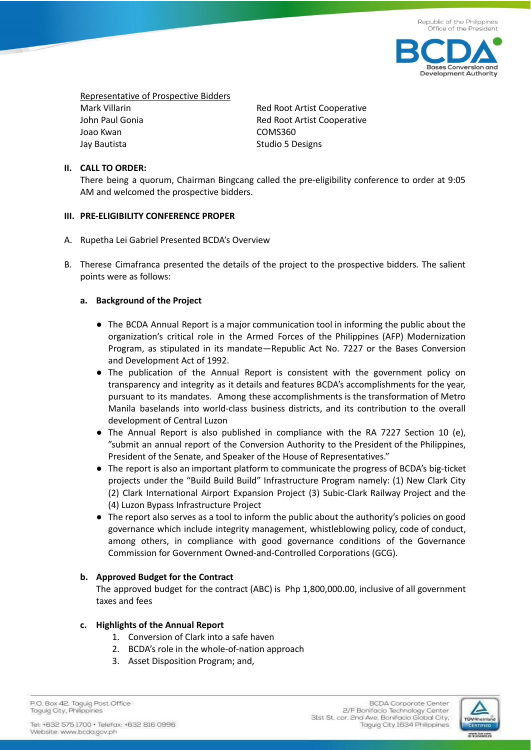Representative of Prospective Bidders

| | |
|---|---|
| Mark Villarin | Red Root Artist Cooperative |
| John Paul Gonia | Red Root Artist Cooperative |
| Joao Kwan | COMS360 |
| Jay Bautista | Studio 5 Designs |

## II. CALL TO ORDER:

There being a quorum, Chairman Bingcang called the pre-eligibility conference to order at 9:05 AM and welcomed the prospective bidders.

## III. PRE-ELIGIBILITY CONFERENCE PROPER

A. Rupetha Lei Gabriel Presented BCDA's Overview

B. Therese Cimafranca presented the details of the project to the prospective bidders. The salient points were as follows:

**a. Background of the Project**

- The BCDA Annual Report is a major communication tool in informing the public about the organization's critical role in the Armed Forces of the Philippines (AFP) Modernization Program, as stipulated in its mandate—Republic Act No. 7227 or the Bases Conversion and Development Act of 1992.
- The publication of the Annual Report is consistent with the government policy on transparency and integrity as it details and features BCDA's accomplishments for the year, pursuant to its mandates. Among these accomplishments is the transformation of Metro Manila baselands into world-class business districts, and its contribution to the overall development of Central Luzon
- The Annual Report is also published in compliance with the RA 7227 Section 10 (e), "submit an annual report of the Conversion Authority to the President of the Philippines, President of the Senate, and Speaker of the House of Representatives."
- The report is also an important platform to communicate the progress of BCDA's big-ticket projects under the "Build Build Build" Infrastructure Program namely: (1) New Clark City (2) Clark International Airport Expansion Project (3) Subic-Clark Railway Project and the (4) Luzon Bypass Infrastructure Project
- The report also serves as a tool to inform the public about the authority's policies on good governance which include integrity management, whistleblowing policy, code of conduct, among others, in compliance with good governance conditions of the Governance Commission for Government Owned-and-Controlled Corporations (GCG).

**b. Approved Budget for the Contract**

The approved budget for the contract (ABC) is Php 1,800,000.00, inclusive of all government taxes and fees

**c. Highlights of the Annual Report**

1. Conversion of Clark into a safe haven
2. BCDA's role in the whole-of-nation approach
3. Asset Disposition Program; and,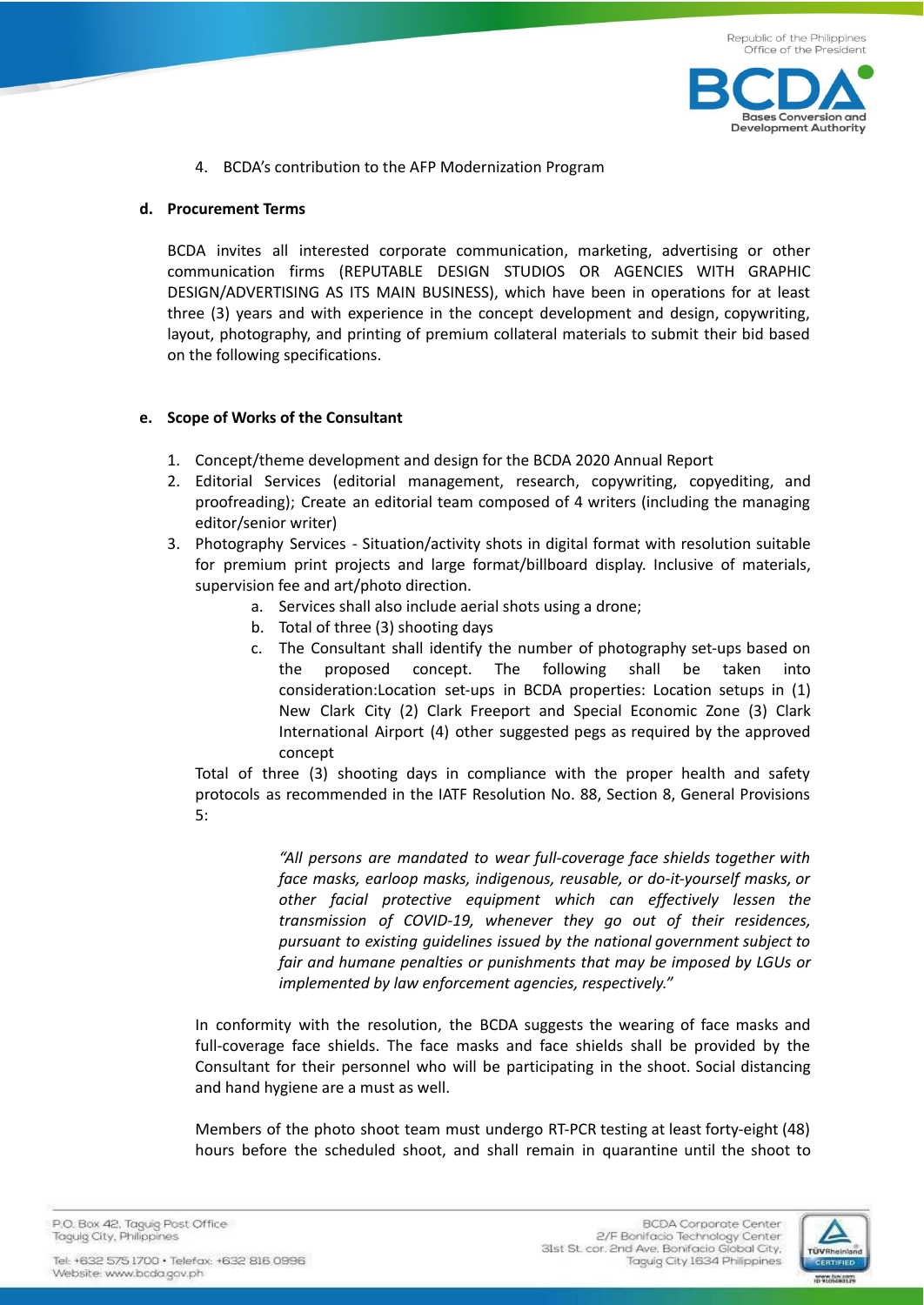4. BCDA's contribution to the AFP Modernization Program

**d. Procurement Terms**

BCDA invites all interested corporate communication, marketing, advertising or other communication firms (REPUTABLE DESIGN STUDIOS OR AGENCIES WITH GRAPHIC DESIGN/ADVERTISING AS ITS MAIN BUSINESS), which have been in operations for at least three (3) years and with experience in the concept development and design, copywriting, layout, photography, and printing of premium collateral materials to submit their bid based on the following specifications.

**e. Scope of Works of the Consultant**

1. Concept/theme development and design for the BCDA 2020 Annual Report
2. Editorial Services (editorial management, research, copywriting, copyediting, and proofreading); Create an editorial team composed of 4 writers (including the managing editor/senior writer)
3. Photography Services - Situation/activity shots in digital format with resolution suitable for premium print projects and large format/billboard display. Inclusive of materials, supervision fee and art/photo direction.
    a. Services shall also include aerial shots using a drone;
    b. Total of three (3) shooting days
    c. The Consultant shall identify the number of photography set-ups based on the proposed concept. The following shall be taken into consideration:Location set-ups in BCDA properties: Location setups in (1) New Clark City (2) Clark Freeport and Special Economic Zone (3) Clark International Airport (4) other suggested pegs as required by the approved concept

    Total of three (3) shooting days in compliance with the proper health and safety protocols as recommended in the IATF Resolution No. 88, Section 8, General Provisions 5:

    > *"All persons are mandated to wear full-coverage face shields together with face masks, earloop masks, indigenous, reusable, or do-it-yourself masks, or other facial protective equipment which can effectively lessen the transmission of COVID-19, whenever they go out of their residences, pursuant to existing guidelines issued by the national government subject to fair and humane penalties or punishments that may be imposed by LGUs or implemented by law enforcement agencies, respectively."*

    In conformity with the resolution, the BCDA suggests the wearing of face masks and full-coverage face shields. The face masks and face shields shall be provided by the Consultant for their personnel who will be participating in the shoot. Social distancing and hand hygiene are a must as well.

    Members of the photo shoot team must undergo RT-PCR testing at least forty-eight (48) hours before the scheduled shoot, and shall remain in quarantine until the shoot to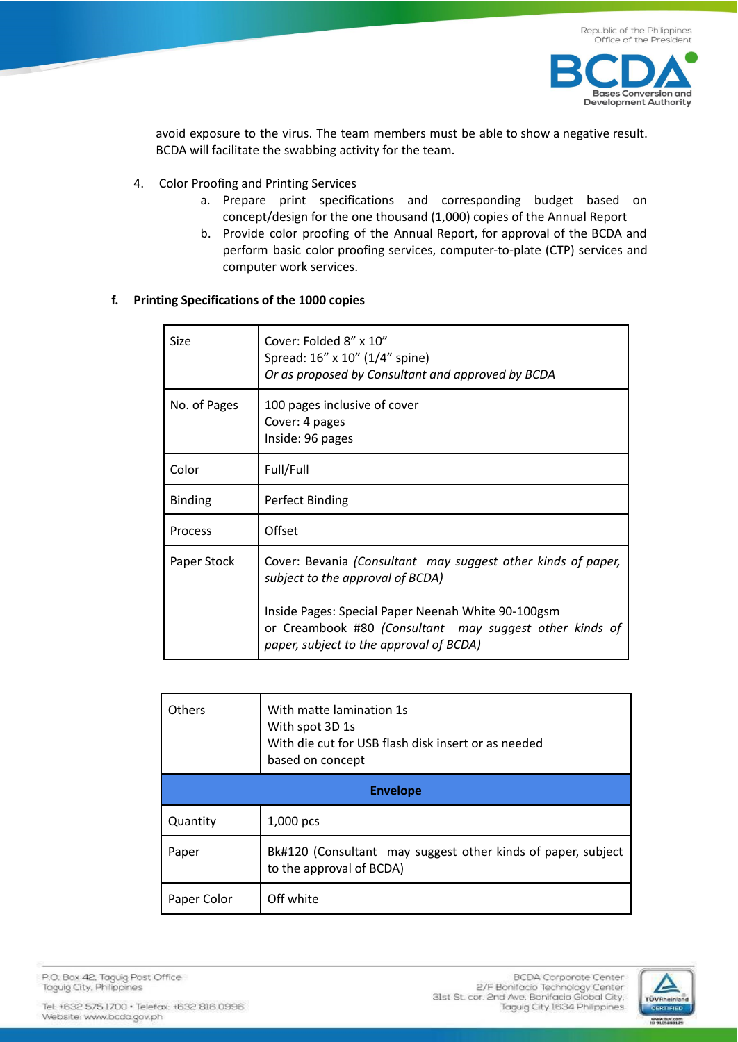avoid exposure to the virus. The team members must be able to show a negative result. BCDA will facilitate the swabbing activity for the team.

4. Color Proofing and Printing Services
   a. Prepare print specifications and corresponding budget based on concept/design for the one thousand (1,000) copies of the Annual Report
   b. Provide color proofing of the Annual Report, for approval of the BCDA and perform basic color proofing services, computer-to-plate (CTP) services and computer work services.

**f. Printing Specifications of the 1000 copies**

| | |
|---|---|
| Size | Cover: Folded 8” x 10”<br>Spread: 16” x 10” (1/4” spine)<br>*Or as proposed by Consultant and approved by BCDA* |
| No. of Pages | 100 pages inclusive of cover<br>Cover: 4 pages<br>Inside: 96 pages |
| Color | Full/Full |
| Binding | Perfect Binding |
| Process | Offset |
| Paper Stock | Cover: Bevania *(Consultant may suggest other kinds of paper, subject to the approval of BCDA)*<br><br>Inside Pages: Special Paper Neenah White 90-100gsm or Creambook #80 *(Consultant may suggest other kinds of paper, subject to the approval of BCDA)* |
| Others | With matte lamination 1s<br>With spot 3D 1s<br>With die cut for USB flash disk insert or as needed based on concept |
| **Envelope** | |
| Quantity | 1,000 pcs |
| Paper | Bk#120 (Consultant may suggest other kinds of paper, subject to the approval of BCDA) |
| Paper Color | Off white |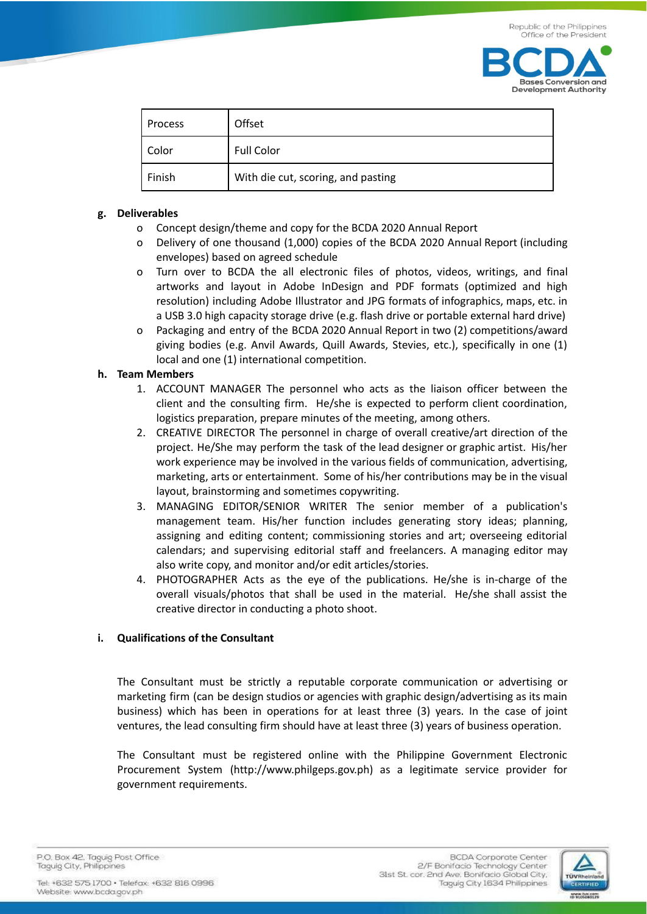| Process | Offset |
| --- | --- |
| Color | Full Color |
| Finish | With die cut, scoring, and pasting |

**g. Deliverables**

- Concept design/theme and copy for the BCDA 2020 Annual Report
- Delivery of one thousand (1,000) copies of the BCDA 2020 Annual Report (including envelopes) based on agreed schedule
- Turn over to BCDA the all electronic files of photos, videos, writings, and final artworks and layout in Adobe InDesign and PDF formats (optimized and high resolution) including Adobe Illustrator and JPG formats of infographics, maps, etc. in a USB 3.0 high capacity storage drive (e.g. flash drive or portable external hard drive)
- Packaging and entry of the BCDA 2020 Annual Report in two (2) competitions/award giving bodies (e.g. Anvil Awards, Quill Awards, Stevies, etc.), specifically in one (1) local and one (1) international competition.

**h. Team Members**

1. ACCOUNT MANAGER The personnel who acts as the liaison officer between the client and the consulting firm. He/she is expected to perform client coordination, logistics preparation, prepare minutes of the meeting, among others.
2. CREATIVE DIRECTOR The personnel in charge of overall creative/art direction of the project. He/She may perform the task of the lead designer or graphic artist. His/her work experience may be involved in the various fields of communication, advertising, marketing, arts or entertainment. Some of his/her contributions may be in the visual layout, brainstorming and sometimes copywriting.
3. MANAGING EDITOR/SENIOR WRITER The senior member of a publication's management team. His/her function includes generating story ideas; planning, assigning and editing content; commissioning stories and art; overseeing editorial calendars; and supervising editorial staff and freelancers. A managing editor may also write copy, and monitor and/or edit articles/stories.
4. PHOTOGRAPHER Acts as the eye of the publications. He/she is in-charge of the overall visuals/photos that shall be used in the material. He/she shall assist the creative director in conducting a photo shoot.

**i. Qualifications of the Consultant**

The Consultant must be strictly a reputable corporate communication or advertising or marketing firm (can be design studios or agencies with graphic design/advertising as its main business) which has been in operations for at least three (3) years. In the case of joint ventures, the lead consulting firm should have at least three (3) years of business operation.

The Consultant must be registered online with the Philippine Government Electronic Procurement System (http://www.philgeps.gov.ph) as a legitimate service provider for government requirements.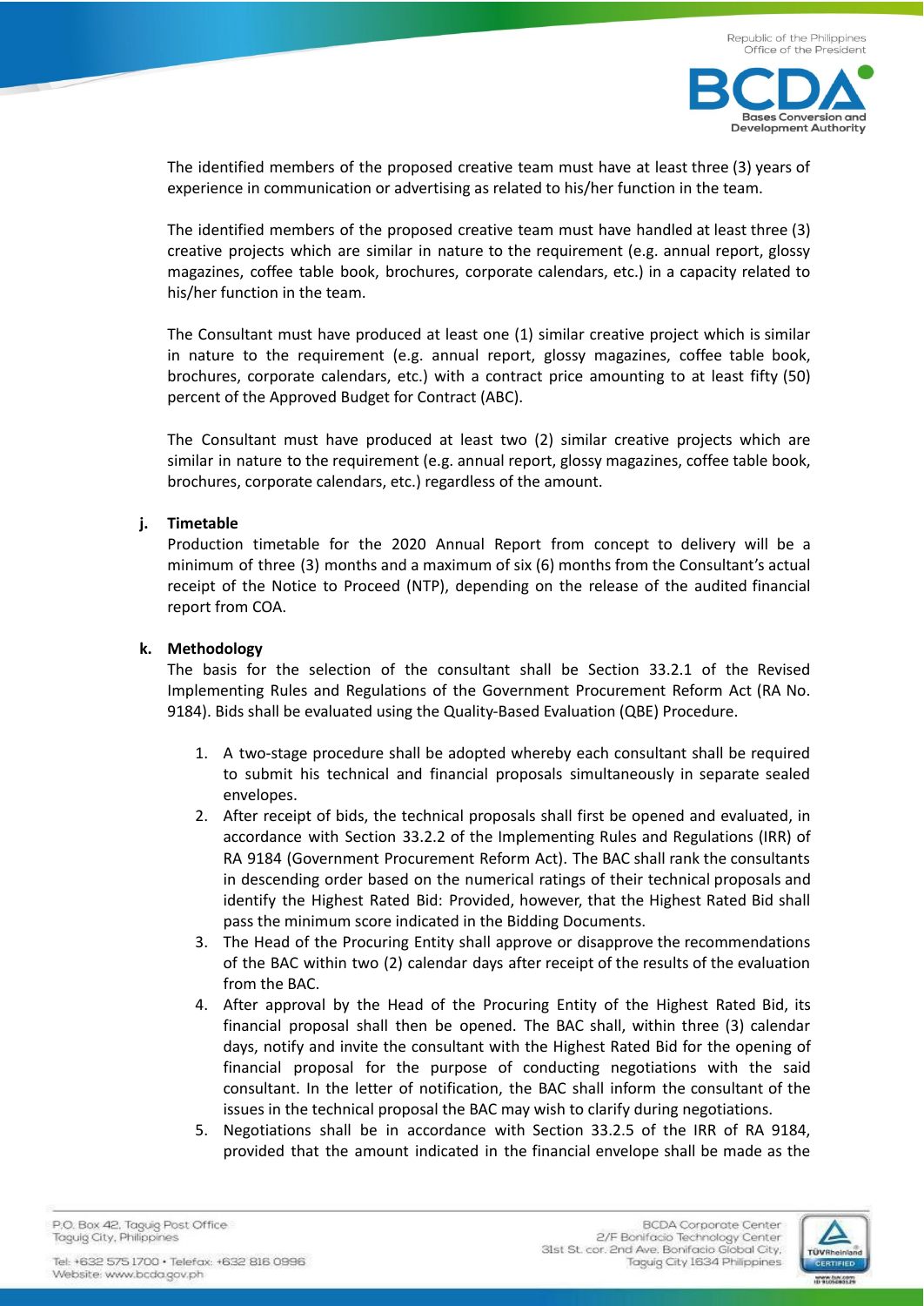The identified members of the proposed creative team must have at least three (3) years of experience in communication or advertising as related to his/her function in the team.

The identified members of the proposed creative team must have handled at least three (3) creative projects which are similar in nature to the requirement (e.g. annual report, glossy magazines, coffee table book, brochures, corporate calendars, etc.) in a capacity related to his/her function in the team.

The Consultant must have produced at least one (1) similar creative project which is similar in nature to the requirement (e.g. annual report, glossy magazines, coffee table book, brochures, corporate calendars, etc.) with a contract price amounting to at least fifty (50) percent of the Approved Budget for Contract (ABC).

The Consultant must have produced at least two (2) similar creative projects which are similar in nature to the requirement (e.g. annual report, glossy magazines, coffee table book, brochures, corporate calendars, etc.) regardless of the amount.

**j. Timetable**

Production timetable for the 2020 Annual Report from concept to delivery will be a minimum of three (3) months and a maximum of six (6) months from the Consultant's actual receipt of the Notice to Proceed (NTP), depending on the release of the audited financial report from COA.

**k. Methodology**

The basis for the selection of the consultant shall be Section 33.2.1 of the Revised Implementing Rules and Regulations of the Government Procurement Reform Act (RA No. 9184). Bids shall be evaluated using the Quality-Based Evaluation (QBE) Procedure.

1. A two-stage procedure shall be adopted whereby each consultant shall be required to submit his technical and financial proposals simultaneously in separate sealed envelopes.
2. After receipt of bids, the technical proposals shall first be opened and evaluated, in accordance with Section 33.2.2 of the Implementing Rules and Regulations (IRR) of RA 9184 (Government Procurement Reform Act). The BAC shall rank the consultants in descending order based on the numerical ratings of their technical proposals and identify the Highest Rated Bid: Provided, however, that the Highest Rated Bid shall pass the minimum score indicated in the Bidding Documents.
3. The Head of the Procuring Entity shall approve or disapprove the recommendations of the BAC within two (2) calendar days after receipt of the results of the evaluation from the BAC.
4. After approval by the Head of the Procuring Entity of the Highest Rated Bid, its financial proposal shall then be opened. The BAC shall, within three (3) calendar days, notify and invite the consultant with the Highest Rated Bid for the opening of financial proposal for the purpose of conducting negotiations with the said consultant. In the letter of notification, the BAC shall inform the consultant of the issues in the technical proposal the BAC may wish to clarify during negotiations.
5. Negotiations shall be in accordance with Section 33.2.5 of the IRR of RA 9184, provided that the amount indicated in the financial envelope shall be made as the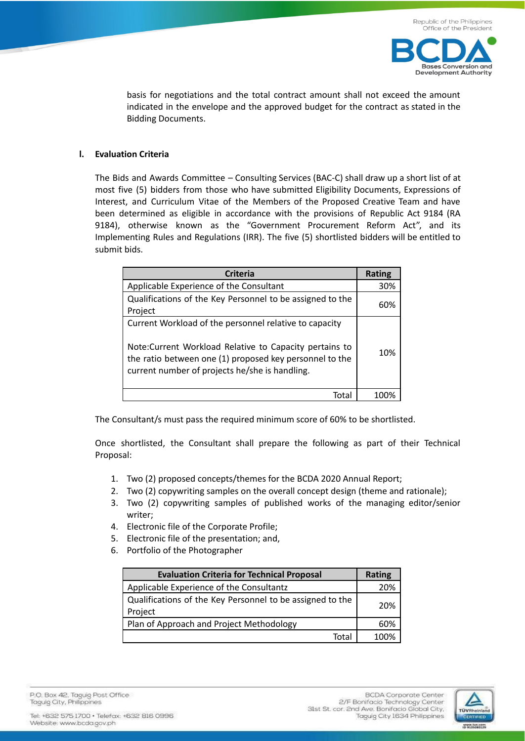basis for negotiations and the total contract amount shall not exceed the amount indicated in the envelope and the approved budget for the contract as stated in the Bidding Documents.

## I. Evaluation Criteria

The Bids and Awards Committee – Consulting Services (BAC-C) shall draw up a short list of at most five (5) bidders from those who have submitted Eligibility Documents, Expressions of Interest, and Curriculum Vitae of the Members of the Proposed Creative Team and have been determined as eligible in accordance with the provisions of Republic Act 9184 (RA 9184), otherwise known as the "Government Procurement Reform Act", and its Implementing Rules and Regulations (IRR). The five (5) shortlisted bidders will be entitled to submit bids.

| Criteria | Rating |
|---|---|
| Applicable Experience of the Consultant | 30% |
| Qualifications of the Key Personnel to be assigned to the Project | 60% |
| Current Workload of the personnel relative to capacity<br><br>Note:Current Workload Relative to Capacity pertains to the ratio between one (1) proposed key personnel to the current number of projects he/she is handling. | 10% |
| Total | 100% |

The Consultant/s must pass the required minimum score of 60% to be shortlisted.

Once shortlisted, the Consultant shall prepare the following as part of their Technical Proposal:

1. Two (2) proposed concepts/themes for the BCDA 2020 Annual Report;
2. Two (2) copywriting samples on the overall concept design (theme and rationale);
3. Two (2) copywriting samples of published works of the managing editor/senior writer;
4. Electronic file of the Corporate Profile;
5. Electronic file of the presentation; and,
6. Portfolio of the Photographer

| Evaluation Criteria for Technical Proposal | Rating |
|---|---|
| Applicable Experience of the Consultantz | 20% |
| Qualifications of the Key Personnel to be assigned to the Project | 20% |
| Plan of Approach and Project Methodology | 60% |
| Total | 100% |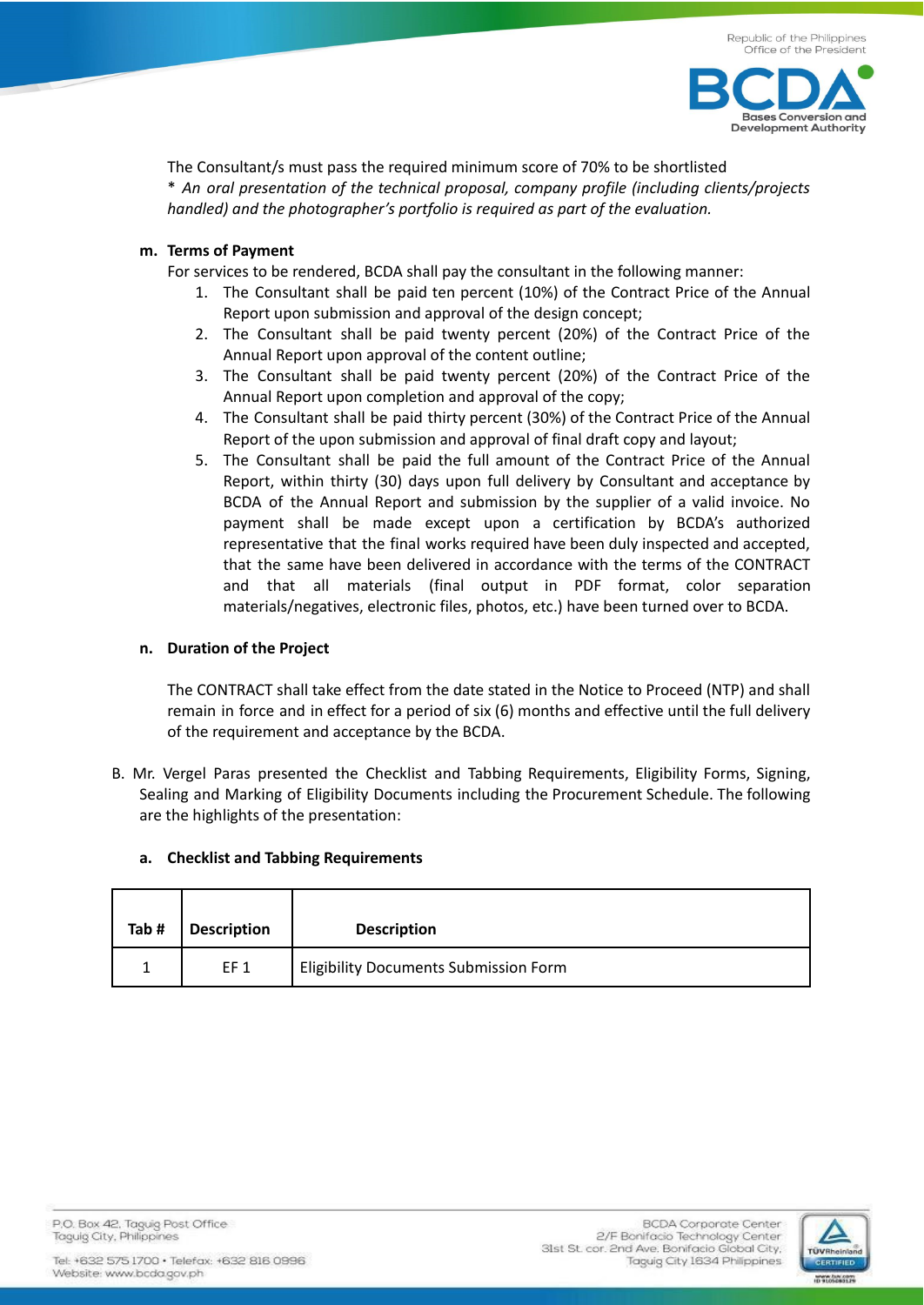The Consultant/s must pass the required minimum score of 70% to be shortlisted
* *An oral presentation of the technical proposal, company profile (including clients/projects handled) and the photographer's portfolio is required as part of the evaluation.*

**m. Terms of Payment**

For services to be rendered, BCDA shall pay the consultant in the following manner:

1. The Consultant shall be paid ten percent (10%) of the Contract Price of the Annual Report upon submission and approval of the design concept;
2. The Consultant shall be paid twenty percent (20%) of the Contract Price of the Annual Report upon approval of the content outline;
3. The Consultant shall be paid twenty percent (20%) of the Contract Price of the Annual Report upon completion and approval of the copy;
4. The Consultant shall be paid thirty percent (30%) of the Contract Price of the Annual Report of the upon submission and approval of final draft copy and layout;
5. The Consultant shall be paid the full amount of the Contract Price of the Annual Report, within thirty (30) days upon full delivery by Consultant and acceptance by BCDA of the Annual Report and submission by the supplier of a valid invoice. No payment shall be made except upon a certification by BCDA's authorized representative that the final works required have been duly inspected and accepted, that the same have been delivered in accordance with the terms of the CONTRACT and that all materials (final output in PDF format, color separation materials/negatives, electronic files, photos, etc.) have been turned over to BCDA.

**n. Duration of the Project**

The CONTRACT shall take effect from the date stated in the Notice to Proceed (NTP) and shall remain in force and in effect for a period of six (6) months and effective until the full delivery of the requirement and acceptance by the BCDA.

B. Mr. Vergel Paras presented the Checklist and Tabbing Requirements, Eligibility Forms, Signing, Sealing and Marking of Eligibility Documents including the Procurement Schedule. The following are the highlights of the presentation:

**a. Checklist and Tabbing Requirements**

| Tab # | Description | Description |
|---|---|---|
| 1 | EF 1 | Eligibility Documents Submission Form |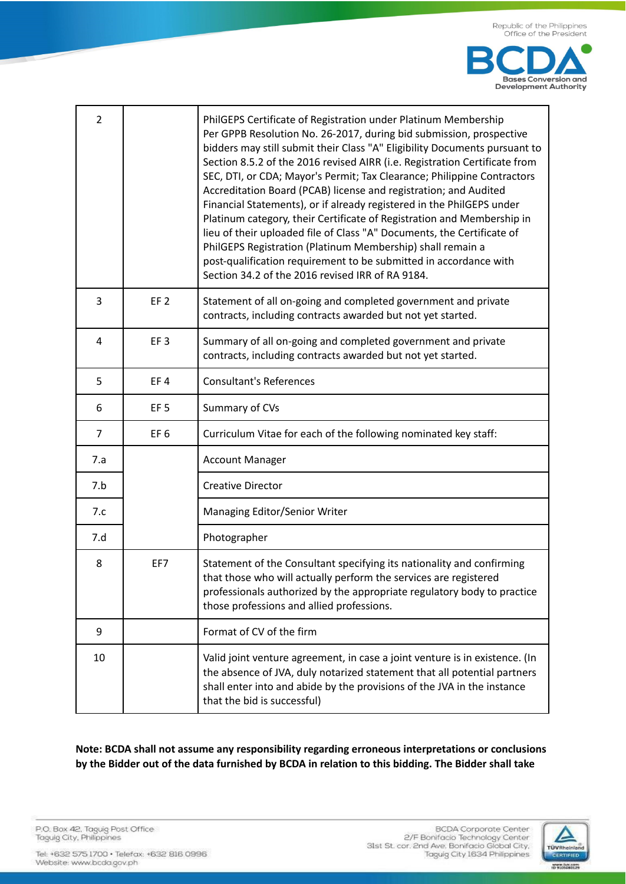| | | |
|---|---|---|
| 2 | | PhilGEPS Certificate of Registration under Platinum Membership Per GPPB Resolution No. 26-2017, during bid submission, prospective bidders may still submit their Class "A" Eligibility Documents pursuant to Section 8.5.2 of the 2016 revised AIRR (i.e. Registration Certificate from SEC, DTI, or CDA; Mayor's Permit; Tax Clearance; Philippine Contractors Accreditation Board (PCAB) license and registration; and Audited Financial Statements), or if already registered in the PhilGEPS under Platinum category, their Certificate of Registration and Membership in lieu of their uploaded file of Class "A" Documents, the Certificate of PhilGEPS Registration (Platinum Membership) shall remain a post-qualification requirement to be submitted in accordance with Section 34.2 of the 2016 revised IRR of RA 9184. |
| 3 | EF 2 | Statement of all on-going and completed government and private contracts, including contracts awarded but not yet started. |
| 4 | EF 3 | Summary of all on-going and completed government and private contracts, including contracts awarded but not yet started. |
| 5 | EF 4 | Consultant's References |
| 6 | EF 5 | Summary of CVs |
| 7 | EF 6 | Curriculum Vitae for each of the following nominated key staff: |
| 7.a | | Account Manager |
| 7.b | | Creative Director |
| 7.c | | Managing Editor/Senior Writer |
| 7.d | | Photographer |
| 8 | EF7 | Statement of the Consultant specifying its nationality and confirming that those who will actually perform the services are registered professionals authorized by the appropriate regulatory body to practice those professions and allied professions. |
| 9 | | Format of CV of the firm |
| 10 | | Valid joint venture agreement, in case a joint venture is in existence. (In the absence of JVA, duly notarized statement that all potential partners shall enter into and abide by the provisions of the JVA in the instance that the bid is successful) |

**Note: BCDA shall not assume any responsibility regarding erroneous interpretations or conclusions by the Bidder out of the data furnished by BCDA in relation to this bidding. The Bidder shall take**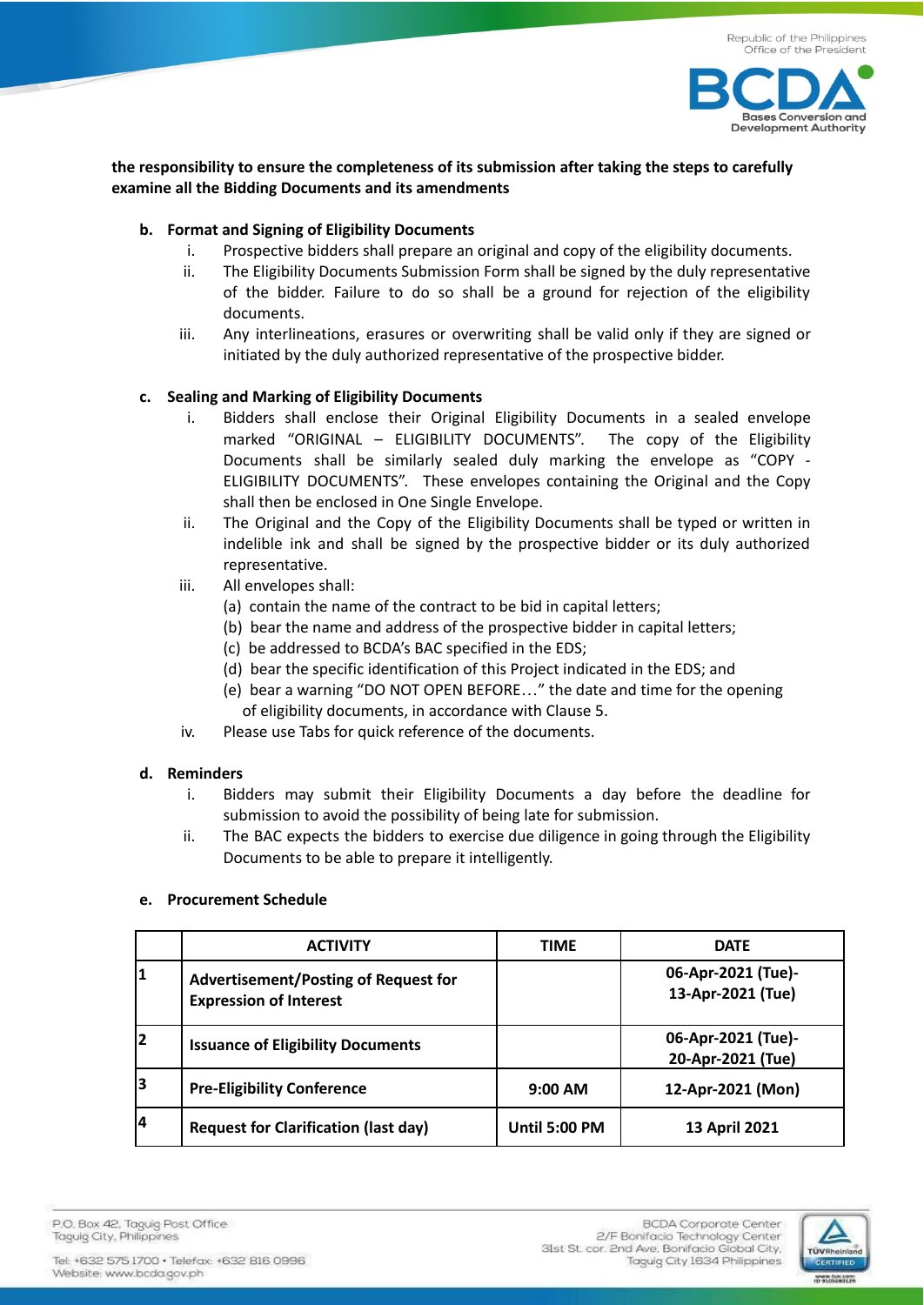**the responsibility to ensure the completeness of its submission after taking the steps to carefully examine all the Bidding Documents and its amendments**

**b. Format and Signing of Eligibility Documents**

i. Prospective bidders shall prepare an original and copy of the eligibility documents.

ii. The Eligibility Documents Submission Form shall be signed by the duly representative of the bidder. Failure to do so shall be a ground for rejection of the eligibility documents.

iii. Any interlineations, erasures or overwriting shall be valid only if they are signed or initiated by the duly authorized representative of the prospective bidder.

**c. Sealing and Marking of Eligibility Documents**

i. Bidders shall enclose their Original Eligibility Documents in a sealed envelope marked "ORIGINAL – ELIGIBILITY DOCUMENTS". The copy of the Eligibility Documents shall be similarly sealed duly marking the envelope as "COPY - ELIGIBILITY DOCUMENTS". These envelopes containing the Original and the Copy shall then be enclosed in One Single Envelope.

ii. The Original and the Copy of the Eligibility Documents shall be typed or written in indelible ink and shall be signed by the prospective bidder or its duly authorized representative.

iii. All envelopes shall:

(a) contain the name of the contract to be bid in capital letters;

(b) bear the name and address of the prospective bidder in capital letters;

(c) be addressed to BCDA's BAC specified in the EDS;

(d) bear the specific identification of this Project indicated in the EDS; and

(e) bear a warning "DO NOT OPEN BEFORE…" the date and time for the opening of eligibility documents, in accordance with Clause 5.

iv. Please use Tabs for quick reference of the documents.

**d. Reminders**

i. Bidders may submit their Eligibility Documents a day before the deadline for submission to avoid the possibility of being late for submission.

ii. The BAC expects the bidders to exercise due diligence in going through the Eligibility Documents to be able to prepare it intelligently.

**e. Procurement Schedule**

| | ACTIVITY | TIME | DATE |
|---|---|---|---|
| 1 | **Advertisement/Posting of Request for Expression of Interest** | | **06-Apr-2021 (Tue)- 13-Apr-2021 (Tue)** |
| 2 | **Issuance of Eligibility Documents** | | **06-Apr-2021 (Tue)- 20-Apr-2021 (Tue)** |
| 3 | **Pre-Eligibility Conference** | **9:00 AM** | **12-Apr-2021 (Mon)** |
| 4 | **Request for Clarification (last day)** | **Until 5:00 PM** | **13 April 2021** |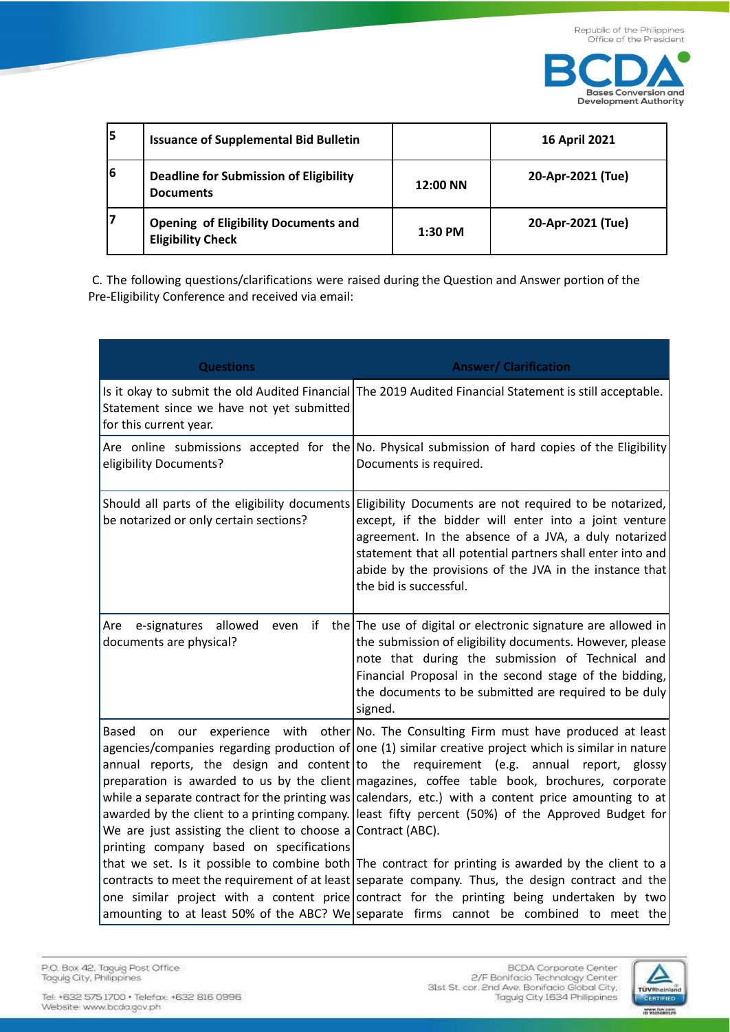| 5 | Issuance of Supplemental Bid Bulletin | | 16 April 2021 |
|---|---|---|---|
| 6 | Deadline for Submission of Eligibility Documents | 12:00 NN | 20-Apr-2021 (Tue) |
| 7 | Opening of Eligibility Documents and Eligibility Check | 1:30 PM | 20-Apr-2021 (Tue) |

C. The following questions/clarifications were raised during the Question and Answer portion of the Pre-Eligibility Conference and received via email:

| Questions | Answer/ Clarification |
|---|---|
| Is it okay to submit the old Audited Financial Statement since we have not yet submitted for this current year. | The 2019 Audited Financial Statement is still acceptable. |
| Are online submissions accepted for the eligibility Documents? | No. Physical submission of hard copies of the Eligibility Documents is required. |
| Should all parts of the eligibility documents be notarized or only certain sections? | Eligibility Documents are not required to be notarized, except, if the bidder will enter into a joint venture agreement. In the absence of a JVA, a duly notarized statement that all potential partners shall enter into and abide by the provisions of the JVA in the instance that the bid is successful. |
| Are e-signatures allowed even if the documents are physical? | The use of digital or electronic signature are allowed in the submission of eligibility documents. However, please note that during the submission of Technical and Financial Proposal in the second stage of the bidding, the documents to be submitted are required to be duly signed. |
| Based on our experience with other agencies/companies regarding production of annual reports, the design and content preparation is awarded to us by the client while a separate contract for the printing was awarded by the client to a printing company. We are just assisting the client to choose a printing company based on specifications that we set. Is it possible to combine both contracts to meet the requirement of at least one similar project with a content price amounting to at least 50% of the ABC? We | No. The Consulting Firm must have produced at least one (1) similar creative project which is similar in nature to the requirement (e.g. annual report, glossy magazines, coffee table book, brochures, corporate calendars, etc.) with a content price amounting to at least fifty percent (50%) of the Approved Budget for Contract (ABC).<br><br>The contract for printing is awarded by the client to a separate company. Thus, the design contract and the contract for the printing being undertaken by two separate firms cannot be combined to meet the |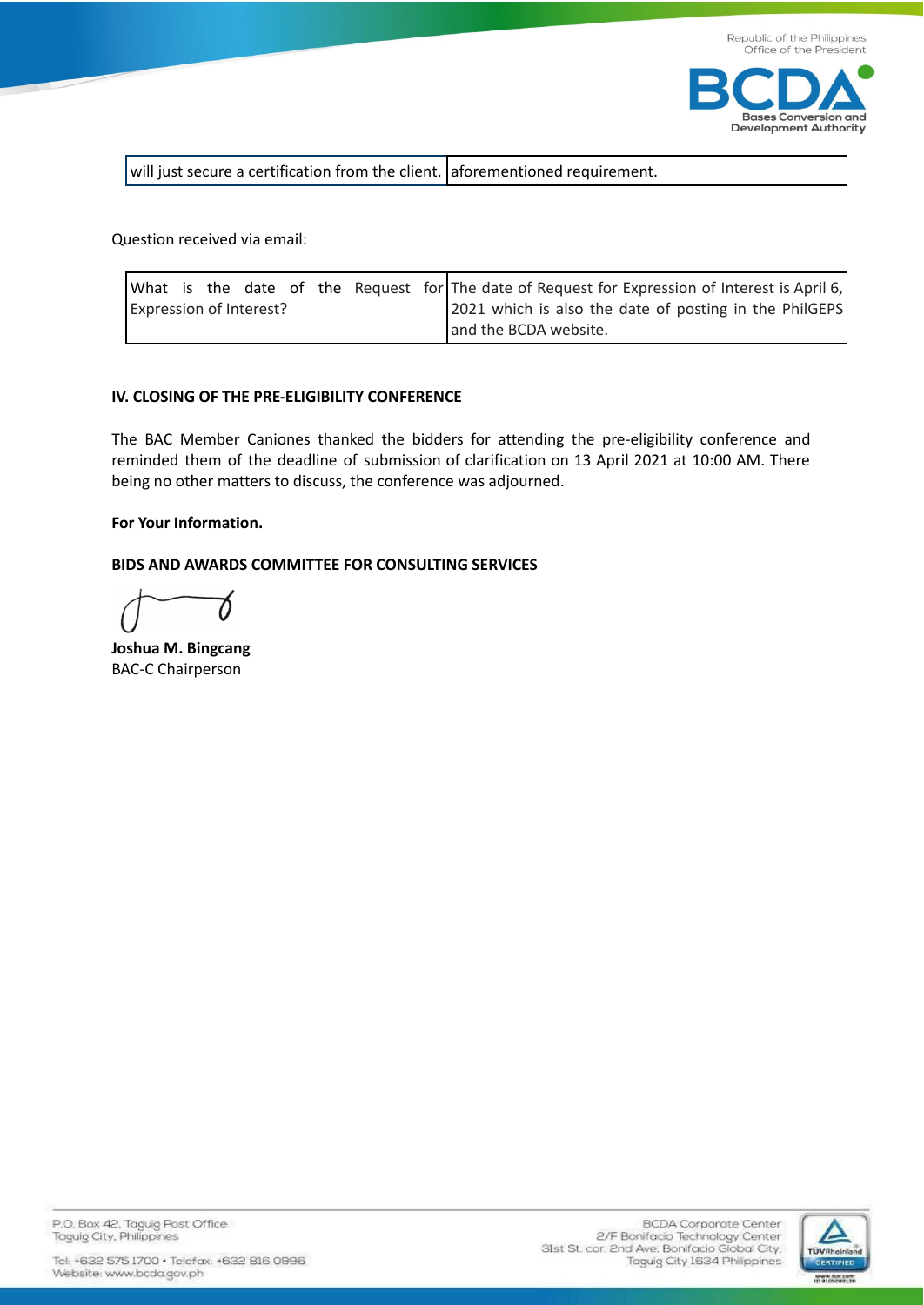| | |
|---|---|
| will just secure a certification from the client. | aforementioned requirement. |

Question received via email:

| | |
|---|---|
| What is the date of the Request for Expression of Interest? | The date of Request for Expression of Interest is April 6, 2021 which is also the date of posting in the PhilGEPS and the BCDA website. |

**IV. CLOSING OF THE PRE-ELIGIBILITY CONFERENCE**

The BAC Member Caniones thanked the bidders for attending the pre-eligibility conference and reminded them of the deadline of submission of clarification on 13 April 2021 at 10:00 AM. There being no other matters to discuss, the conference was adjourned.

**For Your Information.**

**BIDS AND AWARDS COMMITTEE FOR CONSULTING SERVICES**

**Joshua M. Bingcang**
BAC-C Chairperson